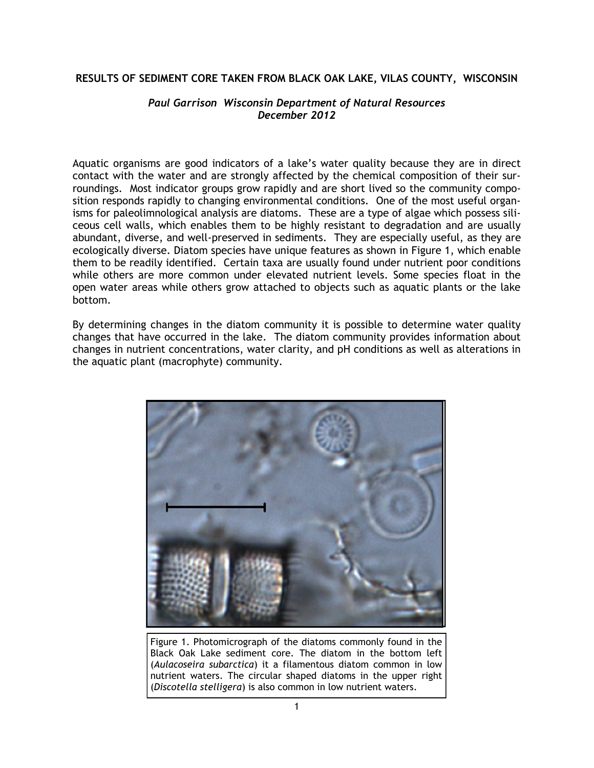**RESULTS OF SEDIMENT CORE TAKEN FROM BLACK OAK LAKE, VILAS COUNTY, WISCONSIN**

*Paul Garrison Wisconsin Department of Natural Resources*
*December 2012*

Aquatic organisms are good indicators of a lake's water quality because they are in direct contact with the water and are strongly affected by the chemical composition of their surroundings. Most indicator groups grow rapidly and are short lived so the community composition responds rapidly to changing environmental conditions. One of the most useful organisms for paleolimnological analysis are diatoms. These are a type of algae which possess siliceous cell walls, which enables them to be highly resistant to degradation and are usually abundant, diverse, and well-preserved in sediments. They are especially useful, as they are ecologically diverse. Diatom species have unique features as shown in Figure 1, which enable them to be readily identified. Certain taxa are usually found under nutrient poor conditions while others are more common under elevated nutrient levels. Some species float in the open water areas while others grow attached to objects such as aquatic plants or the lake bottom.

By determining changes in the diatom community it is possible to determine water quality changes that have occurred in the lake. The diatom community provides information about changes in nutrient concentrations, water clarity, and pH conditions as well as alterations in the aquatic plant (macrophyte) community.

Figure 1. Photomicrograph of the diatoms commonly found in the Black Oak Lake sediment core. The diatom in the bottom left (*Aulacoseira subarctica*) it a filamentous diatom common in low nutrient waters. The circular shaped diatoms in the upper right (*Discotella stelligera*) is also common in low nutrient waters.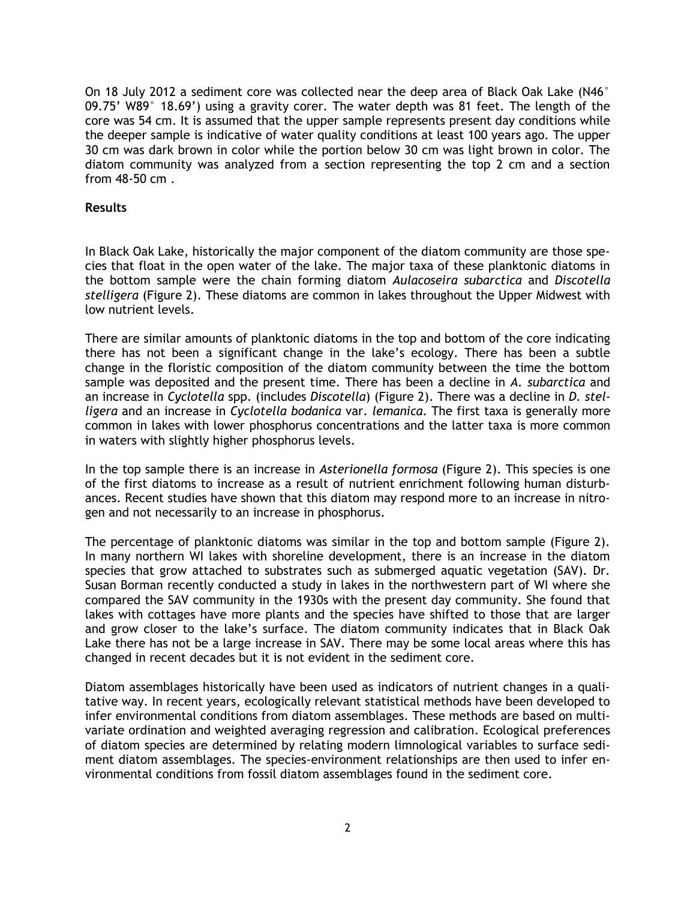On 18 July 2012 a sediment core was collected near the deep area of Black Oak Lake (N46° 09.75' W89° 18.69') using a gravity corer. The water depth was 81 feet. The length of the core was 54 cm. It is assumed that the upper sample represents present day conditions while the deeper sample is indicative of water quality conditions at least 100 years ago. The upper 30 cm was dark brown in color while the portion below 30 cm was light brown in color. The diatom community was analyzed from a section representing the top 2 cm and a section from 48-50 cm .

**Results**

In Black Oak Lake, historically the major component of the diatom community are those species that float in the open water of the lake. The major taxa of these planktonic diatoms in the bottom sample were the chain forming diatom *Aulacoseira subarctica* and *Discotella stelligera* (Figure 2). These diatoms are common in lakes throughout the Upper Midwest with low nutrient levels.

There are similar amounts of planktonic diatoms in the top and bottom of the core indicating there has not been a significant change in the lake's ecology. There has been a subtle change in the floristic composition of the diatom community between the time the bottom sample was deposited and the present time. There has been a decline in *A. subarctica* and an increase in *Cyclotella* spp. (includes *Discotella*) (Figure 2). There was a decline in *D. stelligera* and an increase in *Cyclotella bodanica* var. *lemanica*. The first taxa is generally more common in lakes with lower phosphorus concentrations and the latter taxa is more common in waters with slightly higher phosphorus levels.

In the top sample there is an increase in *Asterionella formosa* (Figure 2). This species is one of the first diatoms to increase as a result of nutrient enrichment following human disturbances. Recent studies have shown that this diatom may respond more to an increase in nitrogen and not necessarily to an increase in phosphorus.

The percentage of planktonic diatoms was similar in the top and bottom sample (Figure 2). In many northern WI lakes with shoreline development, there is an increase in the diatom species that grow attached to substrates such as submerged aquatic vegetation (SAV). Dr. Susan Borman recently conducted a study in lakes in the northwestern part of WI where she compared the SAV community in the 1930s with the present day community. She found that lakes with cottages have more plants and the species have shifted to those that are larger and grow closer to the lake's surface. The diatom community indicates that in Black Oak Lake there has not be a large increase in SAV. There may be some local areas where this has changed in recent decades but it is not evident in the sediment core.

Diatom assemblages historically have been used as indicators of nutrient changes in a qualitative way. In recent years, ecologically relevant statistical methods have been developed to infer environmental conditions from diatom assemblages. These methods are based on multivariate ordination and weighted averaging regression and calibration. Ecological preferences of diatom species are determined by relating modern limnological variables to surface sediment diatom assemblages. The species-environment relationships are then used to infer environmental conditions from fossil diatom assemblages found in the sediment core.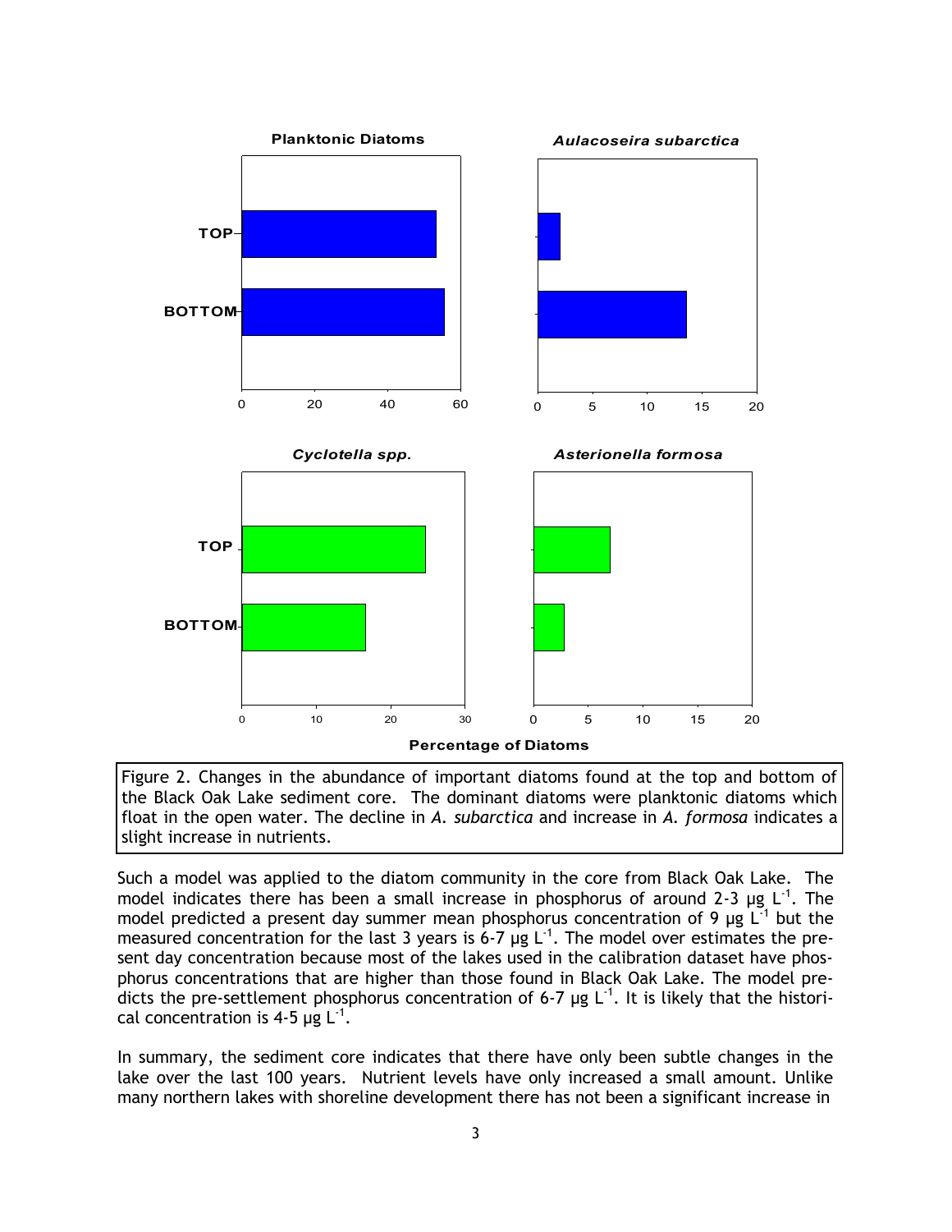Figure 2. Changes in the abundance of important diatoms found at the top and bottom of the Black Oak Lake sediment core. The dominant diatoms were planktonic diatoms which float in the open water. The decline in *A. subarctica* and increase in *A. formosa* indicates a slight increase in nutrients.

Such a model was applied to the diatom community in the core from Black Oak Lake. The model indicates there has been a small increase in phosphorus of around 2-3 µg $L^{-1}$. The model predicted a present day summer mean phosphorus concentration of 9 µg $L^{-1}$ but the measured concentration for the last 3 years is 6-7 µg $L^{-1}$. The model over estimates the present day concentration because most of the lakes used in the calibration dataset have phosphorus concentrations that are higher than those found in Black Oak Lake. The model predicts the pre-settlement phosphorus concentration of 6-7 µg $L^{-1}$. It is likely that the historical concentration is 4-5 µg $L^{-1}$.

In summary, the sediment core indicates that there have only been subtle changes in the lake over the last 100 years. Nutrient levels have only increased a small amount. Unlike many northern lakes with shoreline development there has not been a significant increase in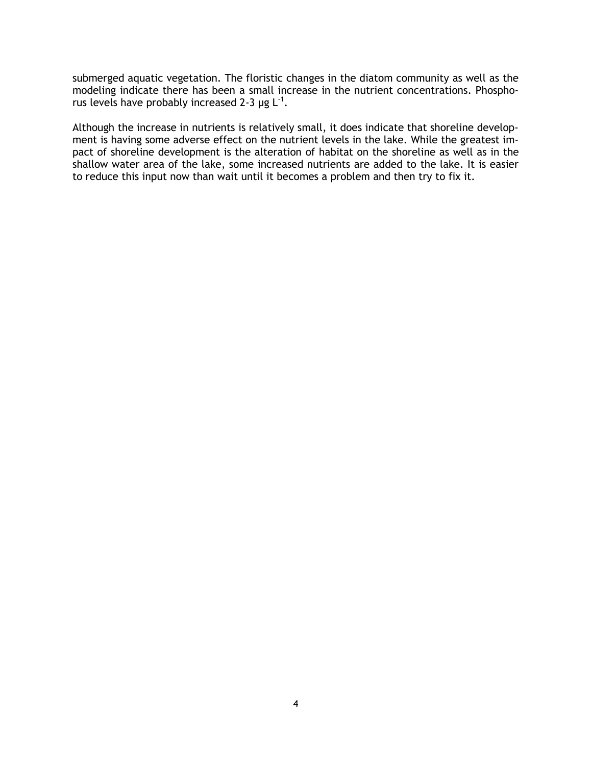submerged aquatic vegetation. The floristic changes in the diatom community as well as the modeling indicate there has been a small increase in the nutrient concentrations. Phosphorus levels have probably increased 2-3 $\mu g\ L^{-1}$.

Although the increase in nutrients is relatively small, it does indicate that shoreline development is having some adverse effect on the nutrient levels in the lake. While the greatest impact of shoreline development is the alteration of habitat on the shoreline as well as in the shallow water area of the lake, some increased nutrients are added to the lake. It is easier to reduce this input now than wait until it becomes a problem and then try to fix it.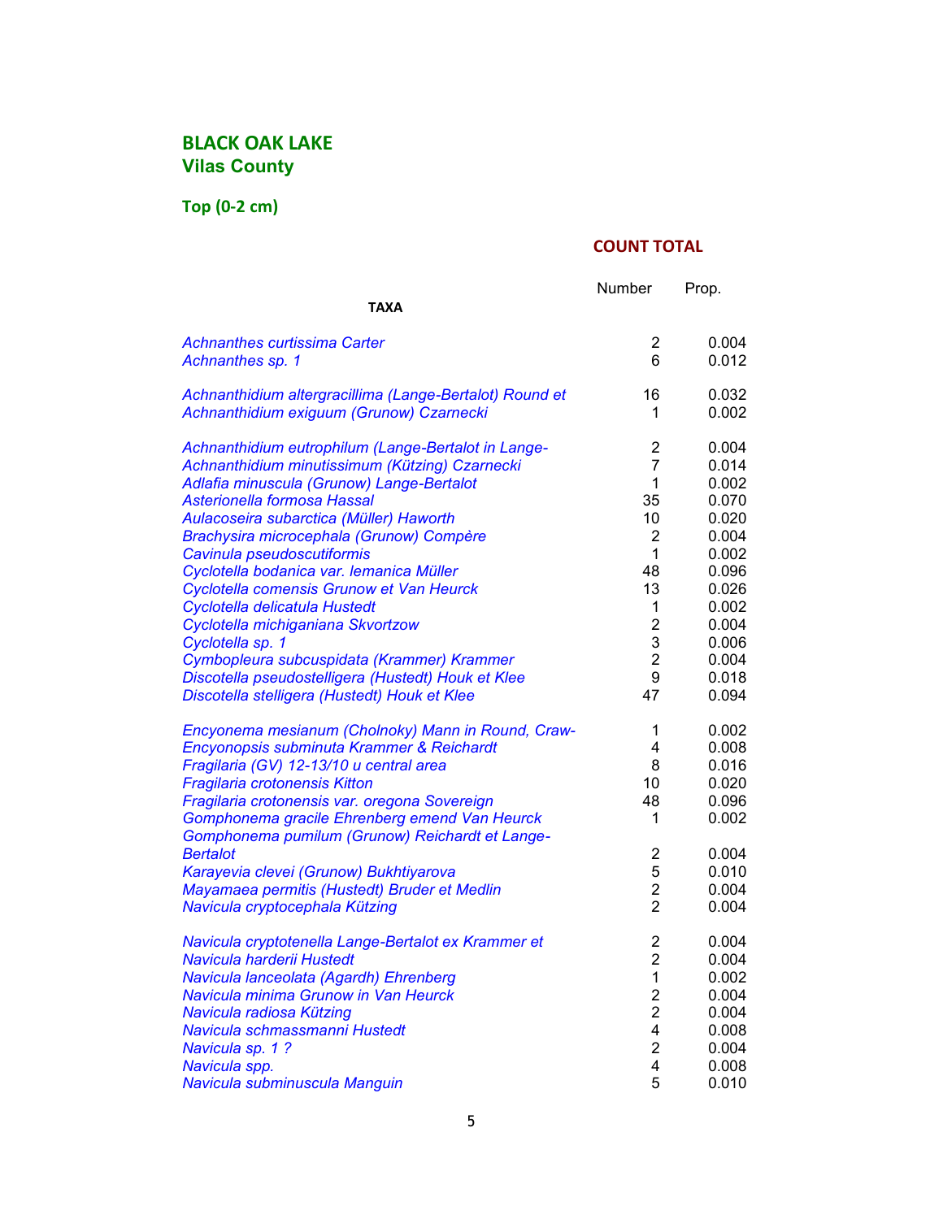## BLACK OAK LAKE
### Vilas County

### Top (0-2 cm)

| TAXA | COUNT TOTAL Number | Prop. |
|---|---|---|
| *Achnanthes curtissima Carter* | 2 | 0.004 |
| *Achnanthes sp. 1* | 6 | 0.012 |
| *Achnanthidium altergracillima (Lange-Bertalot) Round et* | 16 | 0.032 |
| *Achnanthidium exiguum (Grunow) Czarnecki* | 1 | 0.002 |
| *Achnanthidium eutrophilum (Lange-Bertalot in Lange-* | 2 | 0.004 |
| *Achnanthidium minutissimum (Kützing) Czarnecki* | 7 | 0.014 |
| *Adlafia minuscula (Grunow) Lange-Bertalot* | 1 | 0.002 |
| *Asterionella formosa Hassal* | 35 | 0.070 |
| *Aulacoseira subarctica (Müller) Haworth* | 10 | 0.020 |
| *Brachysira microcephala (Grunow) Compère* | 2 | 0.004 |
| *Cavinula pseudoscutiformis* | 1 | 0.002 |
| *Cyclotella bodanica var. lemanica Müller* | 48 | 0.096 |
| *Cyclotella comensis Grunow et Van Heurck* | 13 | 0.026 |
| *Cyclotella delicatula Hustedt* | 1 | 0.002 |
| *Cyclotella michiganiana Skvortzow* | 2 | 0.004 |
| *Cyclotella sp. 1* | 3 | 0.006 |
| *Cymbopleura subcuspidata (Krammer) Krammer* | 2 | 0.004 |
| *Discotella pseudostelligera (Hustedt) Houk et Klee* | 9 | 0.018 |
| *Discotella stelligera (Hustedt) Houk et Klee* | 47 | 0.094 |
| *Encyonema mesianum (Cholnoky) Mann in Round, Craw-* | 1 | 0.002 |
| *Encyonopsis subminuta Krammer & Reichardt* | 4 | 0.008 |
| *Fragilaria (GV) 12-13/10 u central area* | 8 | 0.016 |
| *Fragilaria crotonensis Kitton* | 10 | 0.020 |
| *Fragilaria crotonensis var. oregona Sovereign* | 48 | 0.096 |
| *Gomphonema gracile Ehrenberg emend Van Heurck* | 1 | 0.002 |
| *Gomphonema pumilum (Grunow) Reichardt et Lange-Bertalot* | 2 | 0.004 |
| *Karayevia clevei (Grunow) Bukhtiyarova* | 5 | 0.010 |
| *Mayamaea permitis (Hustedt) Bruder et Medlin* | 2 | 0.004 |
| *Navicula cryptocephala Kützing* | 2 | 0.004 |
| *Navicula cryptotenella Lange-Bertalot ex Krammer et* | 2 | 0.004 |
| *Navicula harderii Hustedt* | 2 | 0.004 |
| *Navicula lanceolata (Agardh) Ehrenberg* | 1 | 0.002 |
| *Navicula minima Grunow in Van Heurck* | 2 | 0.004 |
| *Navicula radiosa Kützing* | 2 | 0.004 |
| *Navicula schmassmanni Hustedt* | 4 | 0.008 |
| *Navicula sp. 1 ?* | 2 | 0.004 |
| *Navicula spp.* | 4 | 0.008 |
| *Navicula subminuscula Manguin* | 5 | 0.010 |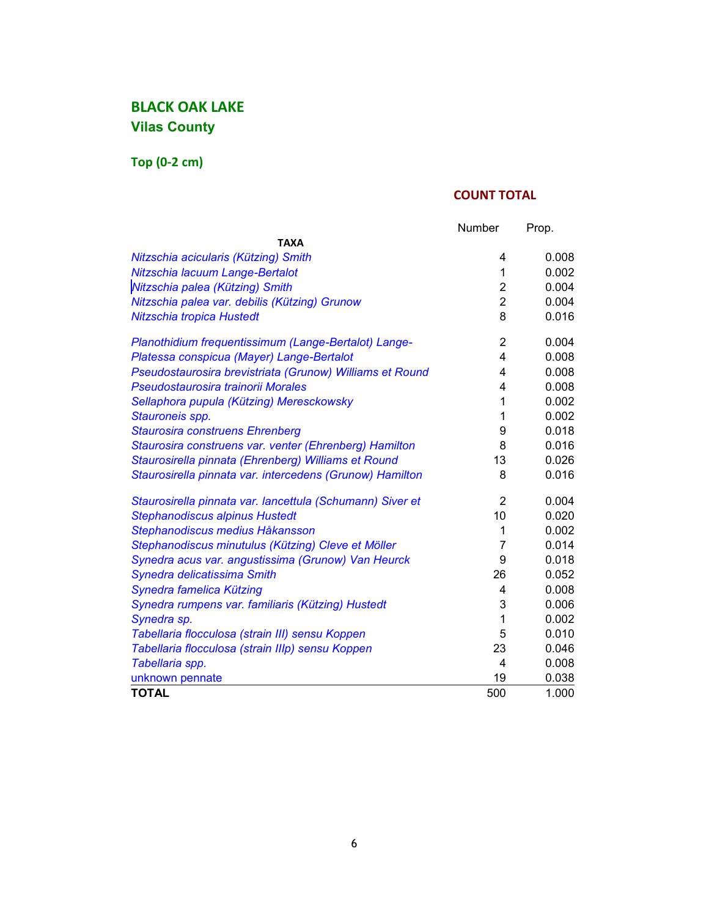## BLACK OAK LAKE

### Vilas County

### Top (0-2 cm)

**COUNT TOTAL**

| TAXA | Number | Prop. |
|---|---|---|
| *Nitzschia acicularis (Kützing) Smith* | 4 | 0.008 |
| *Nitzschia lacuum Lange-Bertalot* | 1 | 0.002 |
| *Nitzschia palea (Kützing) Smith* | 2 | 0.004 |
| *Nitzschia palea var. debilis (Kützing) Grunow* | 2 | 0.004 |
| *Nitzschia tropica Hustedt* | 8 | 0.016 |
| *Planothidium frequentissimum (Lange-Bertalot) Lange-* | 2 | 0.004 |
| *Platessa conspicua (Mayer) Lange-Bertalot* | 4 | 0.008 |
| *Pseudostaurosira brevistriata (Grunow) Williams et Round* | 4 | 0.008 |
| *Pseudostaurosira trainorii Morales* | 4 | 0.008 |
| *Sellaphora pupula (Kützing) Meresckowsky* | 1 | 0.002 |
| *Stauroneis spp.* | 1 | 0.002 |
| *Staurosira construens Ehrenberg* | 9 | 0.018 |
| *Staurosira construens var. venter (Ehrenberg) Hamilton* | 8 | 0.016 |
| *Staurosirella pinnata (Ehrenberg) Williams et Round* | 13 | 0.026 |
| *Staurosirella pinnata var. intercedens (Grunow) Hamilton* | 8 | 0.016 |
| *Staurosirella pinnata var. lancettula (Schumann) Siver et* | 2 | 0.004 |
| *Stephanodiscus alpinus Hustedt* | 10 | 0.020 |
| *Stephanodiscus medius Håkansson* | 1 | 0.002 |
| *Stephanodiscus minutulus (Kützing) Cleve et Möller* | 7 | 0.014 |
| *Synedra acus var. angustissima (Grunow) Van Heurck* | 9 | 0.018 |
| *Synedra delicatissima Smith* | 26 | 0.052 |
| *Synedra famelica Kützing* | 4 | 0.008 |
| *Synedra rumpens var. familiaris (Kützing) Hustedt* | 3 | 0.006 |
| *Synedra sp.* | 1 | 0.002 |
| *Tabellaria flocculosa (strain III) sensu Koppen* | 5 | 0.010 |
| *Tabellaria flocculosa (strain IIIp) sensu Koppen* | 23 | 0.046 |
| *Tabellaria spp.* | 4 | 0.008 |
| unknown pennate | 19 | 0.038 |
| **TOTAL** | 500 | 1.000 |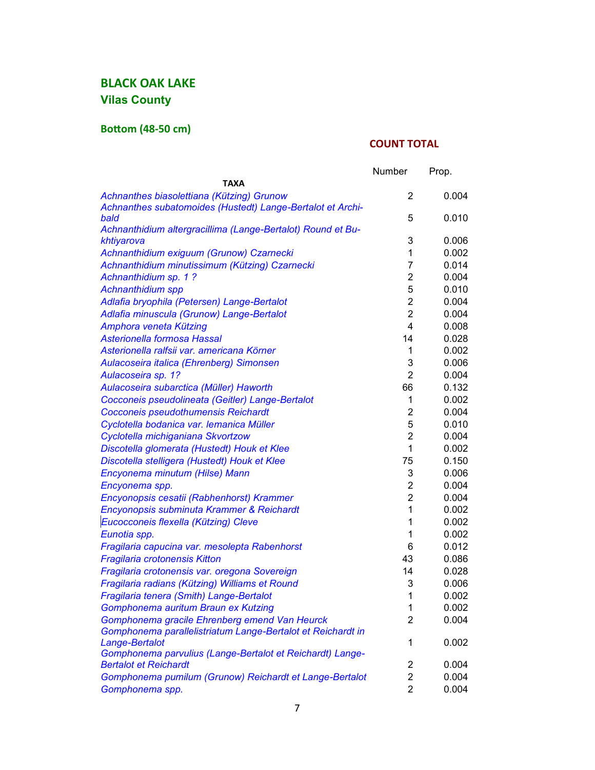## BLACK OAK LAKE

### Vilas County

#### Bottom (48-50 cm)

**COUNT TOTAL**

| TAXA | Number | Prop. |
|---|---|---|
| *Achnanthes biasolettiana (Kützing) Grunow* | 2 | 0.004 |
| *Achnanthes subatomoides (Hustedt) Lange-Bertalot et Archibald* | 5 | 0.010 |
| *Achnanthidium altergracillima (Lange-Bertalot) Round et Bukhtiyarova* | 3 | 0.006 |
| *Achnanthidium exiguum (Grunow) Czarnecki* | 1 | 0.002 |
| *Achnanthidium minutissimum (Kützing) Czarnecki* | 7 | 0.014 |
| *Achnanthidium sp. 1 ?* | 2 | 0.004 |
| *Achnanthidium spp* | 5 | 0.010 |
| *Adlafia bryophila (Petersen) Lange-Bertalot* | 2 | 0.004 |
| *Adlafia minuscula (Grunow) Lange-Bertalot* | 2 | 0.004 |
| *Amphora veneta Kützing* | 4 | 0.008 |
| *Asterionella formosa Hassal* | 14 | 0.028 |
| *Asterionella ralfsii var. americana Körner* | 1 | 0.002 |
| *Aulacoseira italica (Ehrenberg) Simonsen* | 3 | 0.006 |
| *Aulacoseira sp. 1?* | 2 | 0.004 |
| *Aulacoseira subarctica (Müller) Haworth* | 66 | 0.132 |
| *Cocconeis pseudolineata (Geitler) Lange-Bertalot* | 1 | 0.002 |
| *Cocconeis pseudothumensis Reichardt* | 2 | 0.004 |
| *Cyclotella bodanica var. lemanica Müller* | 5 | 0.010 |
| *Cyclotella michiganiana Skvortzow* | 2 | 0.004 |
| *Discotella glomerata (Hustedt) Houk et Klee* | 1 | 0.002 |
| *Discotella stelligera (Hustedt) Houk et Klee* | 75 | 0.150 |
| *Encyonema minutum (Hilse) Mann* | 3 | 0.006 |
| *Encyonema spp.* | 2 | 0.004 |
| *Encyonopsis cesatii (Rabhenhorst) Krammer* | 2 | 0.004 |
| *Encyonopsis subminuta Krammer & Reichardt* | 1 | 0.002 |
| *Eucocconeis flexella (Kützing) Cleve* | 1 | 0.002 |
| *Eunotia spp.* | 1 | 0.002 |
| *Fragilaria capucina var. mesolepta Rabenhorst* | 6 | 0.012 |
| *Fragilaria crotonensis Kitton* | 43 | 0.086 |
| *Fragilaria crotonensis var. oregona Sovereign* | 14 | 0.028 |
| *Fragilaria radians (Kützing) Williams et Round* | 3 | 0.006 |
| *Fragilaria tenera (Smith) Lange-Bertalot* | 1 | 0.002 |
| *Gomphonema auritum Braun ex Kutzing* | 1 | 0.002 |
| *Gomphonema gracile Ehrenberg emend Van Heurck* | 2 | 0.004 |
| *Gomphonema parallelistriatum Lange-Bertalot et Reichardt in Lange-Bertalot* | 1 | 0.002 |
| *Gomphonema parvulius (Lange-Bertalot et Reichardt) Lange-Bertalot et Reichardt* | 2 | 0.004 |
| *Gomphonema pumilum (Grunow) Reichardt et Lange-Bertalot* | 2 | 0.004 |
| *Gomphonema spp.* | 2 | 0.004 |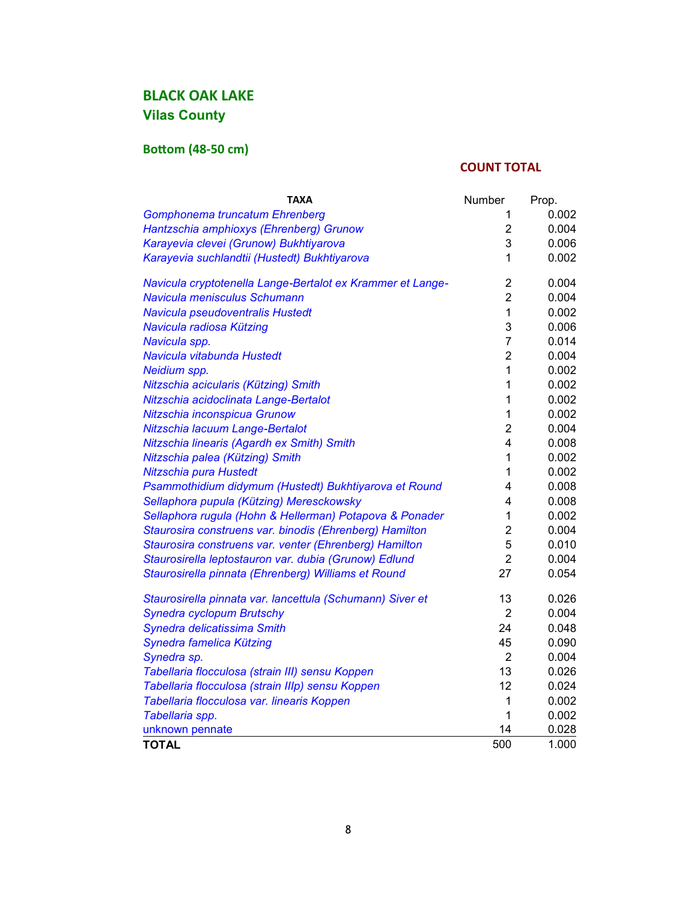## BLACK OAK LAKE

### Vilas County

### Bottom (48-50 cm)

**COUNT TOTAL**

| TAXA | Number | Prop. |
|---|---|---|
| *Gomphonema truncatum Ehrenberg* | 1 | 0.002 |
| *Hantzschia amphioxys (Ehrenberg) Grunow* | 2 | 0.004 |
| *Karayevia clevei (Grunow) Bukhtiyarova* | 3 | 0.006 |
| *Karayevia suchlandtii (Hustedt) Bukhtiyarova* | 1 | 0.002 |
| *Navicula cryptotenella Lange-Bertalot ex Krammer et Lange-* | 2 | 0.004 |
| *Navicula menisculus Schumann* | 2 | 0.004 |
| *Navicula pseudoventralis Hustedt* | 1 | 0.002 |
| *Navicula radiosa Kützing* | 3 | 0.006 |
| *Navicula spp.* | 7 | 0.014 |
| *Navicula vitabunda Hustedt* | 2 | 0.004 |
| *Neidium spp.* | 1 | 0.002 |
| *Nitzschia acicularis (Kützing) Smith* | 1 | 0.002 |
| *Nitzschia acidoclinata Lange-Bertalot* | 1 | 0.002 |
| *Nitzschia inconspicua Grunow* | 1 | 0.002 |
| *Nitzschia lacuum Lange-Bertalot* | 2 | 0.004 |
| *Nitzschia linearis (Agardh ex Smith) Smith* | 4 | 0.008 |
| *Nitzschia palea (Kützing) Smith* | 1 | 0.002 |
| *Nitzschia pura Hustedt* | 1 | 0.002 |
| *Psammothidium didymum (Hustedt) Bukhtiyarova et Round* | 4 | 0.008 |
| *Sellaphora pupula (Kützing) Meresckowsky* | 4 | 0.008 |
| *Sellaphora rugula (Hohn & Hellerman) Potapova & Ponader* | 1 | 0.002 |
| *Staurosira construens var. binodis (Ehrenberg) Hamilton* | 2 | 0.004 |
| *Staurosira construens var. venter (Ehrenberg) Hamilton* | 5 | 0.010 |
| *Staurosirella leptostauron var. dubia (Grunow) Edlund* | 2 | 0.004 |
| *Staurosirella pinnata (Ehrenberg) Williams et Round* | 27 | 0.054 |
| *Staurosirella pinnata var. lancettula (Schumann) Siver et* | 13 | 0.026 |
| *Synedra cyclopum Brutschy* | 2 | 0.004 |
| *Synedra delicatissima Smith* | 24 | 0.048 |
| *Synedra famelica Kützing* | 45 | 0.090 |
| *Synedra sp.* | 2 | 0.004 |
| *Tabellaria flocculosa (strain III) sensu Koppen* | 13 | 0.026 |
| *Tabellaria flocculosa (strain IIIp) sensu Koppen* | 12 | 0.024 |
| *Tabellaria flocculosa var. linearis Koppen* | 1 | 0.002 |
| *Tabellaria spp.* | 1 | 0.002 |
| unknown pennate | 14 | 0.028 |
| **TOTAL** | 500 | 1.000 |